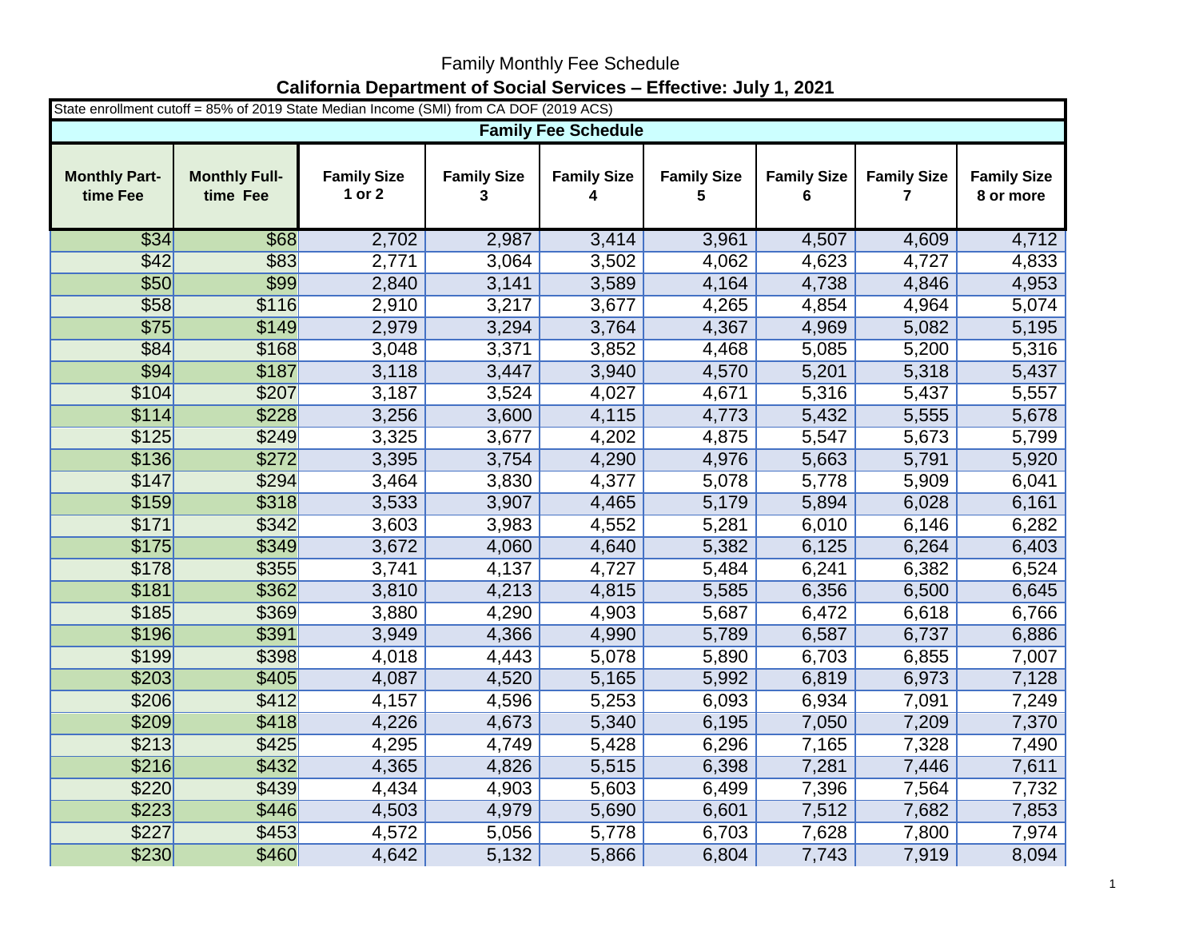Family Monthly Fee Schedule

**California Department of Social Services – Effective: July 1, 2021**

State enrollment cutoff = 85% of 2019 State Median Income (SMI) from CA DOF (2019 ACS)

**Family Fee Schedule**

| Monthly Part-time Fee | Monthly Full-time Fee | Family Size 1 or 2 | Family Size 3 | Family Size 4 | Family Size 5 | Family Size 6 | Family Size 7 | Family Size 8 or more |
|---|---|---|---|---|---|---|---|---|
| $34 | $68 | 2,702 | 2,987 | 3,414 | 3,961 | 4,507 | 4,609 | 4,712 |
| $42 | $83 | 2,771 | 3,064 | 3,502 | 4,062 | 4,623 | 4,727 | 4,833 |
| $50 | $99 | 2,840 | 3,141 | 3,589 | 4,164 | 4,738 | 4,846 | 4,953 |
| $58 | $116 | 2,910 | 3,217 | 3,677 | 4,265 | 4,854 | 4,964 | 5,074 |
| $75 | $149 | 2,979 | 3,294 | 3,764 | 4,367 | 4,969 | 5,082 | 5,195 |
| $84 | $168 | 3,048 | 3,371 | 3,852 | 4,468 | 5,085 | 5,200 | 5,316 |
| $94 | $187 | 3,118 | 3,447 | 3,940 | 4,570 | 5,201 | 5,318 | 5,437 |
| $104 | $207 | 3,187 | 3,524 | 4,027 | 4,671 | 5,316 | 5,437 | 5,557 |
| $114 | $228 | 3,256 | 3,600 | 4,115 | 4,773 | 5,432 | 5,555 | 5,678 |
| $125 | $249 | 3,325 | 3,677 | 4,202 | 4,875 | 5,547 | 5,673 | 5,799 |
| $136 | $272 | 3,395 | 3,754 | 4,290 | 4,976 | 5,663 | 5,791 | 5,920 |
| $147 | $294 | 3,464 | 3,830 | 4,377 | 5,078 | 5,778 | 5,909 | 6,041 |
| $159 | $318 | 3,533 | 3,907 | 4,465 | 5,179 | 5,894 | 6,028 | 6,161 |
| $171 | $342 | 3,603 | 3,983 | 4,552 | 5,281 | 6,010 | 6,146 | 6,282 |
| $175 | $349 | 3,672 | 4,060 | 4,640 | 5,382 | 6,125 | 6,264 | 6,403 |
| $178 | $355 | 3,741 | 4,137 | 4,727 | 5,484 | 6,241 | 6,382 | 6,524 |
| $181 | $362 | 3,810 | 4,213 | 4,815 | 5,585 | 6,356 | 6,500 | 6,645 |
| $185 | $369 | 3,880 | 4,290 | 4,903 | 5,687 | 6,472 | 6,618 | 6,766 |
| $196 | $391 | 3,949 | 4,366 | 4,990 | 5,789 | 6,587 | 6,737 | 6,886 |
| $199 | $398 | 4,018 | 4,443 | 5,078 | 5,890 | 6,703 | 6,855 | 7,007 |
| $203 | $405 | 4,087 | 4,520 | 5,165 | 5,992 | 6,819 | 6,973 | 7,128 |
| $206 | $412 | 4,157 | 4,596 | 5,253 | 6,093 | 6,934 | 7,091 | 7,249 |
| $209 | $418 | 4,226 | 4,673 | 5,340 | 6,195 | 7,050 | 7,209 | 7,370 |
| $213 | $425 | 4,295 | 4,749 | 5,428 | 6,296 | 7,165 | 7,328 | 7,490 |
| $216 | $432 | 4,365 | 4,826 | 5,515 | 6,398 | 7,281 | 7,446 | 7,611 |
| $220 | $439 | 4,434 | 4,903 | 5,603 | 6,499 | 7,396 | 7,564 | 7,732 |
| $223 | $446 | 4,503 | 4,979 | 5,690 | 6,601 | 7,512 | 7,682 | 7,853 |
| $227 | $453 | 4,572 | 5,056 | 5,778 | 6,703 | 7,628 | 7,800 | 7,974 |
| $230 | $460 | 4,642 | 5,132 | 5,866 | 6,804 | 7,743 | 7,919 | 8,094 |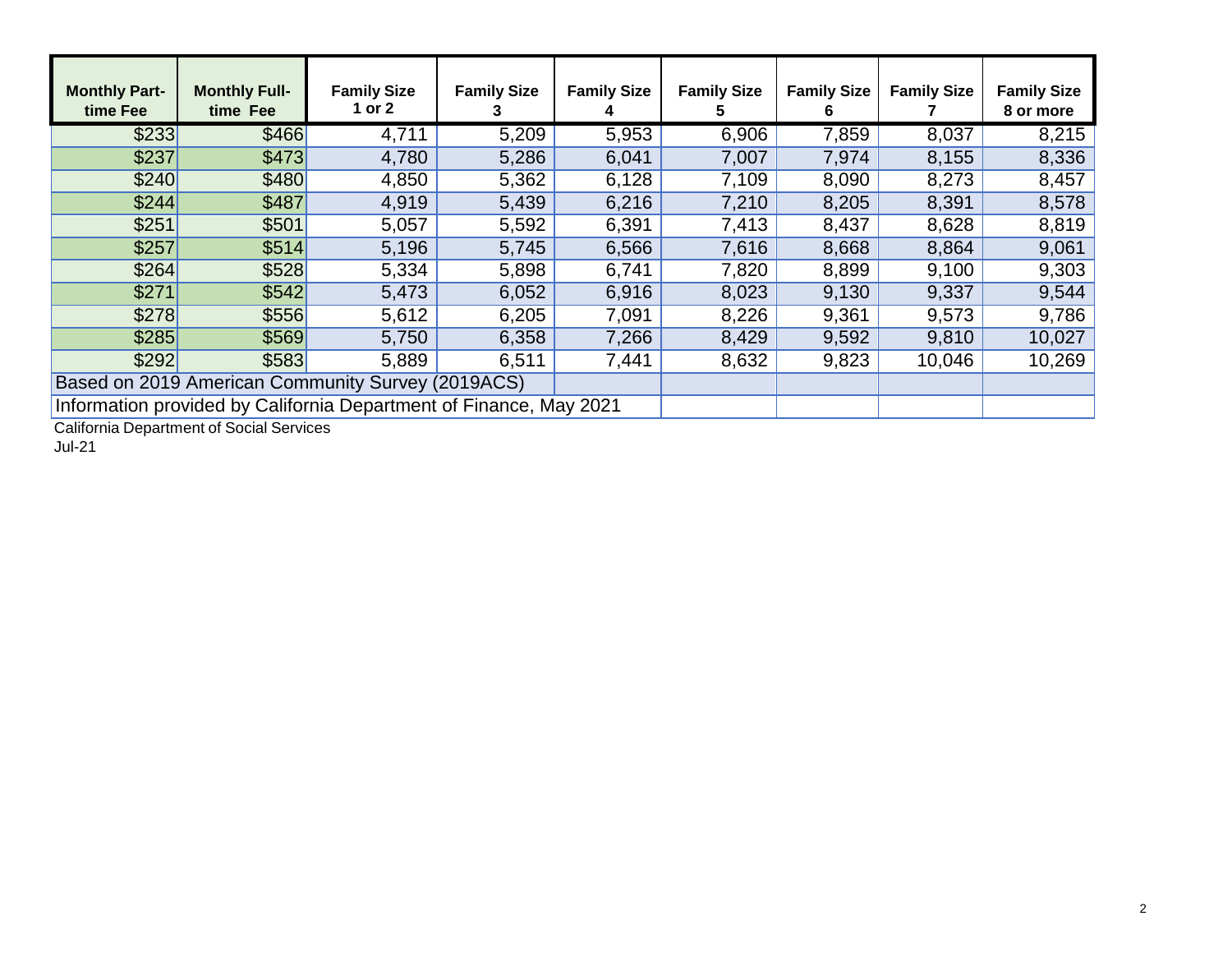| Monthly Part-time Fee | Monthly Full-time Fee | Family Size 1 or 2 | Family Size 3 | Family Size 4 | Family Size 5 | Family Size 6 | Family Size 7 | Family Size 8 or more |
|---|---|---|---|---|---|---|---|---|
| $233 | $466 | 4,711 | 5,209 | 5,953 | 6,906 | 7,859 | 8,037 | 8,215 |
| $237 | $473 | 4,780 | 5,286 | 6,041 | 7,007 | 7,974 | 8,155 | 8,336 |
| $240 | $480 | 4,850 | 5,362 | 6,128 | 7,109 | 8,090 | 8,273 | 8,457 |
| $244 | $487 | 4,919 | 5,439 | 6,216 | 7,210 | 8,205 | 8,391 | 8,578 |
| $251 | $501 | 5,057 | 5,592 | 6,391 | 7,413 | 8,437 | 8,628 | 8,819 |
| $257 | $514 | 5,196 | 5,745 | 6,566 | 7,616 | 8,668 | 8,864 | 9,061 |
| $264 | $528 | 5,334 | 5,898 | 6,741 | 7,820 | 8,899 | 9,100 | 9,303 |
| $271 | $542 | 5,473 | 6,052 | 6,916 | 8,023 | 9,130 | 9,337 | 9,544 |
| $278 | $556 | 5,612 | 6,205 | 7,091 | 8,226 | 9,361 | 9,573 | 9,786 |
| $285 | $569 | 5,750 | 6,358 | 7,266 | 8,429 | 9,592 | 9,810 | 10,027 |
| $292 | $583 | 5,889 | 6,511 | 7,441 | 8,632 | 9,823 | 10,046 | 10,269 |
| Based on 2019 American Community Survey (2019ACS) | | | | | | | | |
| Information provided by California Department of Finance, May 2021 | | | | | | | | |

California Department of Social Services

Jul-21